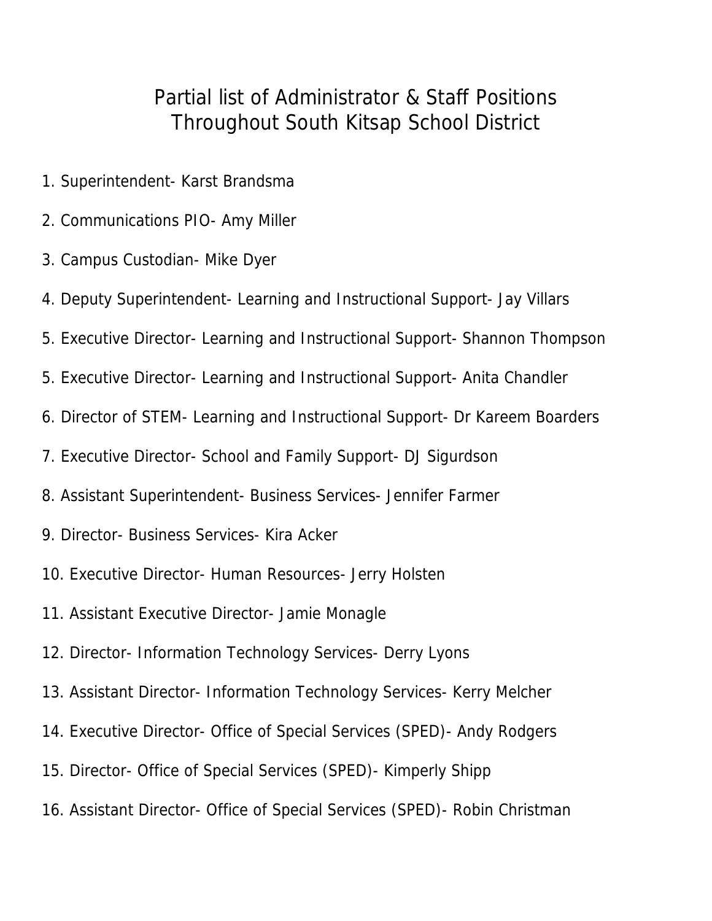# Partial list of Administrator & Staff Positions Throughout South Kitsap School District

1. Superintendent- Karst Brandsma

2. Communications PIO- Amy Miller

3. Campus Custodian- Mike Dyer

4. Deputy Superintendent- Learning and Instructional Support- Jay Villars

5. Executive Director- Learning and Instructional Support- Shannon Thompson

5. Executive Director- Learning and Instructional Support- Anita Chandler

6. Director of STEM- Learning and Instructional Support- Dr Kareem Boarders

7. Executive Director- School and Family Support- DJ Sigurdson

8. Assistant Superintendent- Business Services- Jennifer Farmer

9. Director- Business Services- Kira Acker

10. Executive Director- Human Resources- Jerry Holsten

11. Assistant Executive Director- Jamie Monagle

12. Director- Information Technology Services- Derry Lyons

13. Assistant Director- Information Technology Services- Kerry Melcher

14. Executive Director- Office of Special Services (SPED)- Andy Rodgers

15. Director- Office of Special Services (SPED)- Kimperly Shipp

16. Assistant Director- Office of Special Services (SPED)- Robin Christman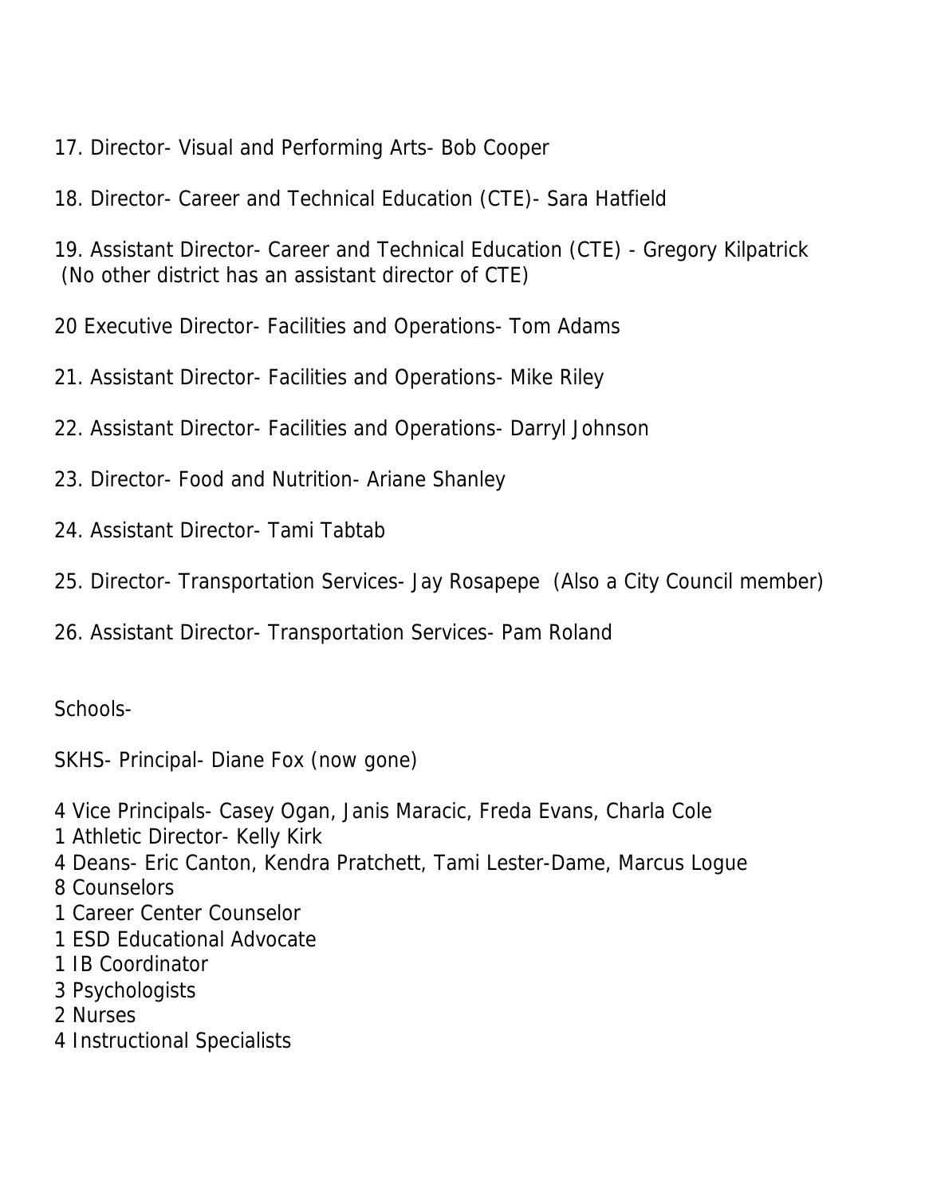17. Director- Visual and Performing Arts- Bob Cooper

18. Director- Career and Technical Education (CTE)- Sara Hatfield

19. Assistant Director- Career and Technical Education (CTE) - Gregory Kilpatrick (No other district has an assistant director of CTE)

20 Executive Director- Facilities and Operations- Tom Adams

21. Assistant Director- Facilities and Operations- Mike Riley

22. Assistant Director- Facilities and Operations- Darryl Johnson

23. Director- Food and Nutrition- Ariane Shanley

24. Assistant Director- Tami Tabtab

25. Director- Transportation Services- Jay Rosapepe (Also a City Council member)

26. Assistant Director- Transportation Services- Pam Roland

Schools-

SKHS- Principal- Diane Fox (now gone)

4 Vice Principals- Casey Ogan, Janis Maracic, Freda Evans, Charla Cole
1 Athletic Director- Kelly Kirk
4 Deans- Eric Canton, Kendra Pratchett, Tami Lester-Dame, Marcus Logue
8 Counselors
1 Career Center Counselor
1 ESD Educational Advocate
1 IB Coordinator
3 Psychologists
2 Nurses
4 Instructional Specialists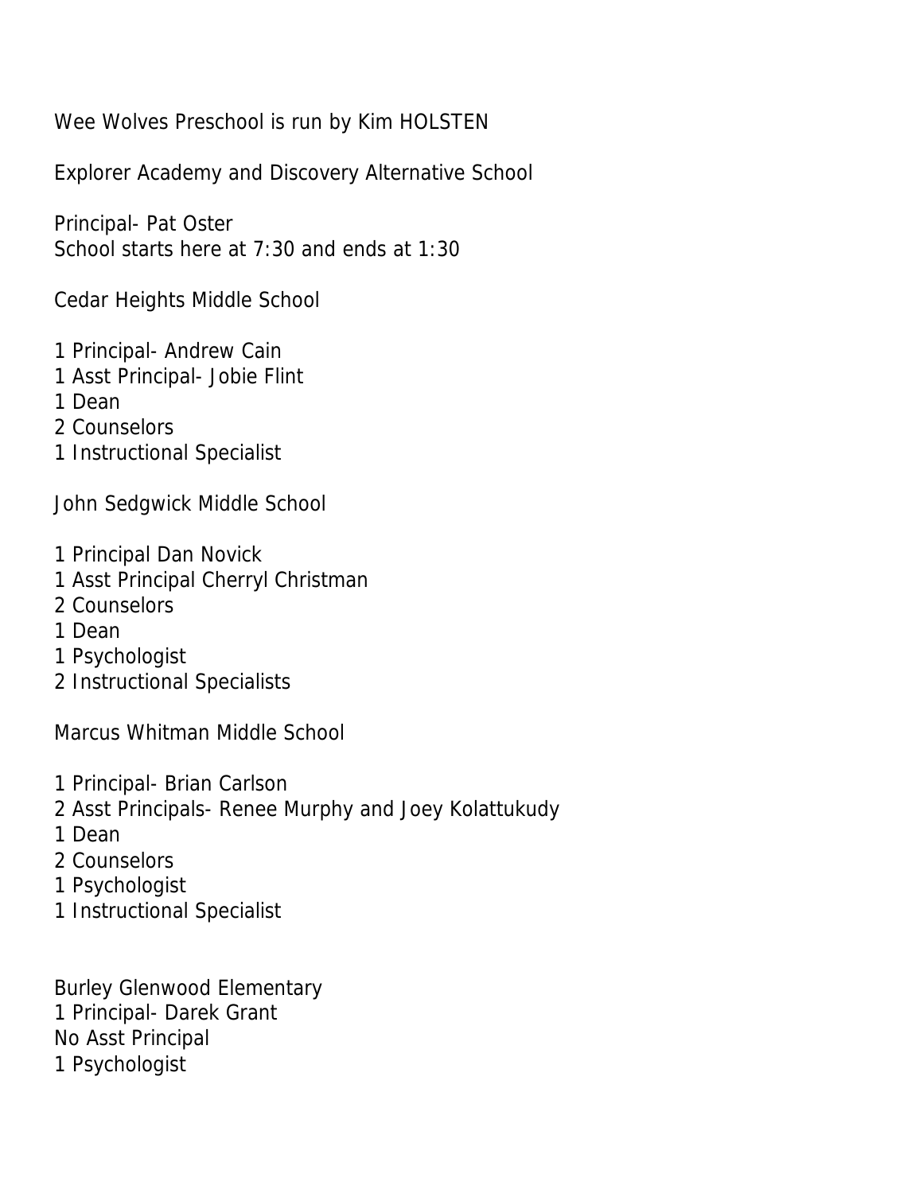Wee Wolves Preschool is run by Kim HOLSTEN

Explorer Academy and Discovery Alternative School

Principal- Pat Oster
School starts here at 7:30 and ends at 1:30

Cedar Heights Middle School

1 Principal- Andrew Cain
1 Asst Principal- Jobie Flint
1 Dean
2 Counselors
1 Instructional Specialist

John Sedgwick Middle School

1 Principal Dan Novick
1 Asst Principal Cherryl Christman
2 Counselors
1 Dean
1 Psychologist
2 Instructional Specialists

Marcus Whitman Middle School

1 Principal- Brian Carlson
2 Asst Principals- Renee Murphy and Joey Kolattukudy
1 Dean
2 Counselors
1 Psychologist
1 Instructional Specialist

Burley Glenwood Elementary
1 Principal- Darek Grant
No Asst Principal
1 Psychologist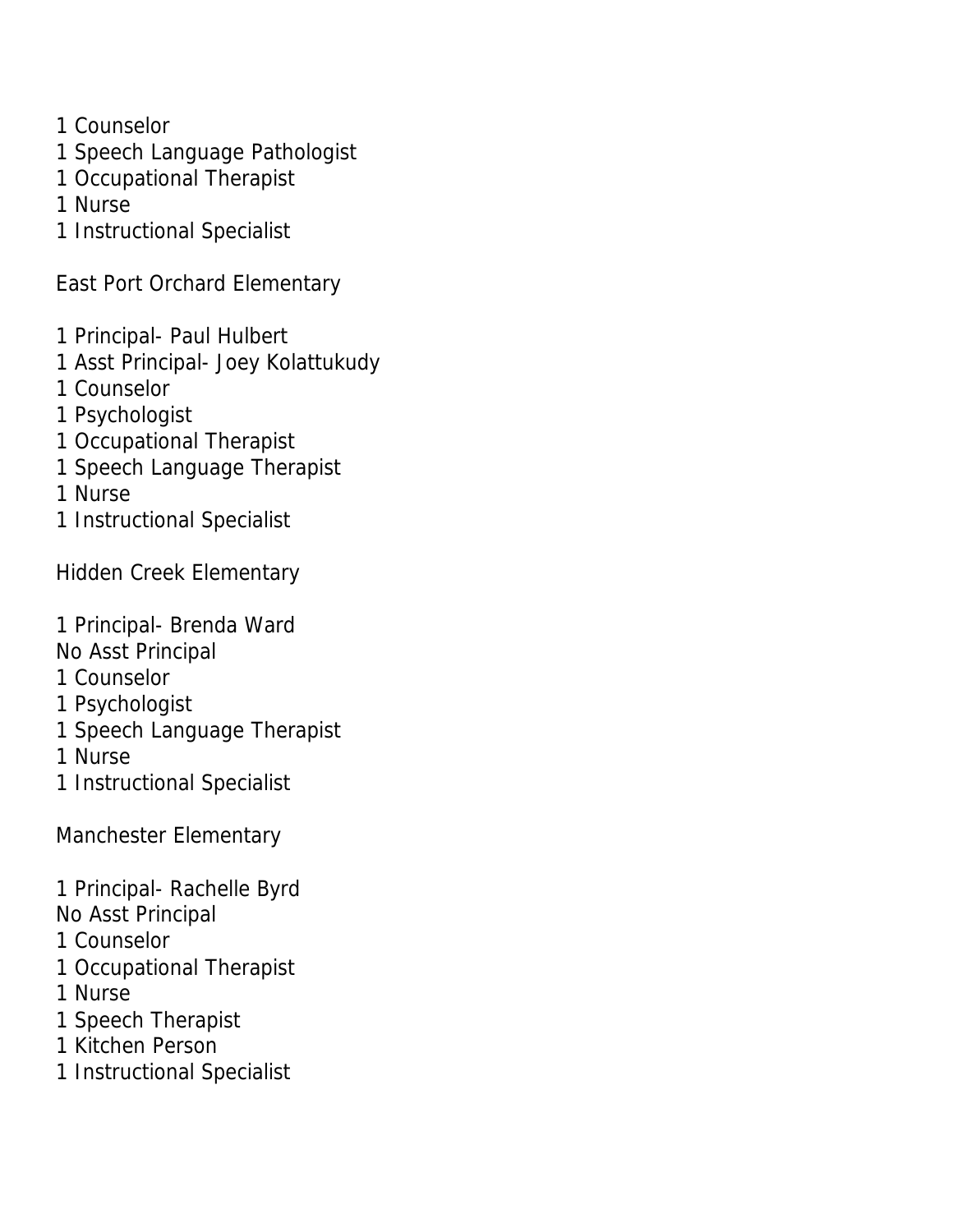1 Counselor
1 Speech Language Pathologist
1 Occupational Therapist
1 Nurse
1 Instructional Specialist

East Port Orchard Elementary

1 Principal- Paul Hulbert
1 Asst Principal- Joey Kolattukudy
1 Counselor
1 Psychologist
1 Occupational Therapist
1 Speech Language Therapist
1 Nurse
1 Instructional Specialist

Hidden Creek Elementary

1 Principal- Brenda Ward
No Asst Principal
1 Counselor
1 Psychologist
1 Speech Language Therapist
1 Nurse
1 Instructional Specialist

Manchester Elementary

1 Principal- Rachelle Byrd
No Asst Principal
1 Counselor
1 Occupational Therapist
1 Nurse
1 Speech Therapist
1 Kitchen Person
1 Instructional Specialist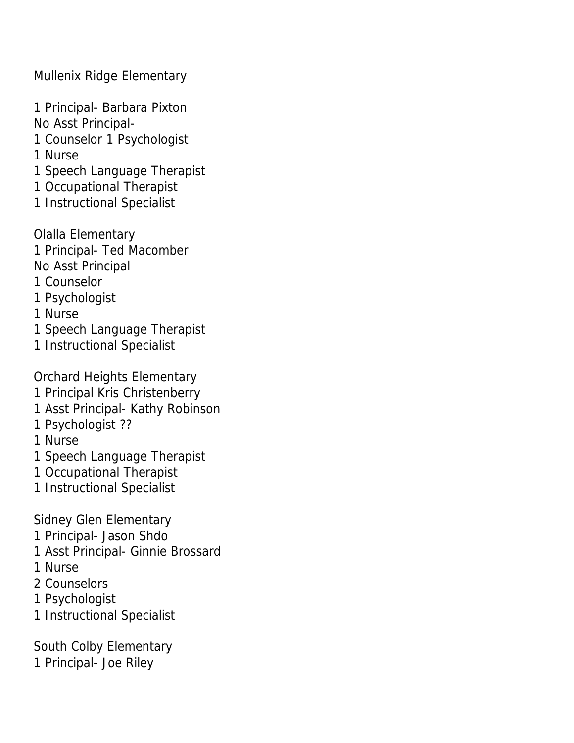Mullenix Ridge Elementary

1 Principal- Barbara Pixton
No Asst Principal-
1 Counselor 1 Psychologist
1 Nurse
1 Speech Language Therapist
1 Occupational Therapist
1 Instructional Specialist

Olalla Elementary
1 Principal- Ted Macomber
No Asst Principal
1 Counselor
1 Psychologist
1 Nurse
1 Speech Language Therapist
1 Instructional Specialist

Orchard Heights Elementary
1 Principal Kris Christenberry
1 Asst Principal- Kathy Robinson
1 Psychologist ??
1 Nurse
1 Speech Language Therapist
1 Occupational Therapist
1 Instructional Specialist

Sidney Glen Elementary
1 Principal- Jason Shdo
1 Asst Principal- Ginnie Brossard
1 Nurse
2 Counselors
1 Psychologist
1 Instructional Specialist

South Colby Elementary
1 Principal- Joe Riley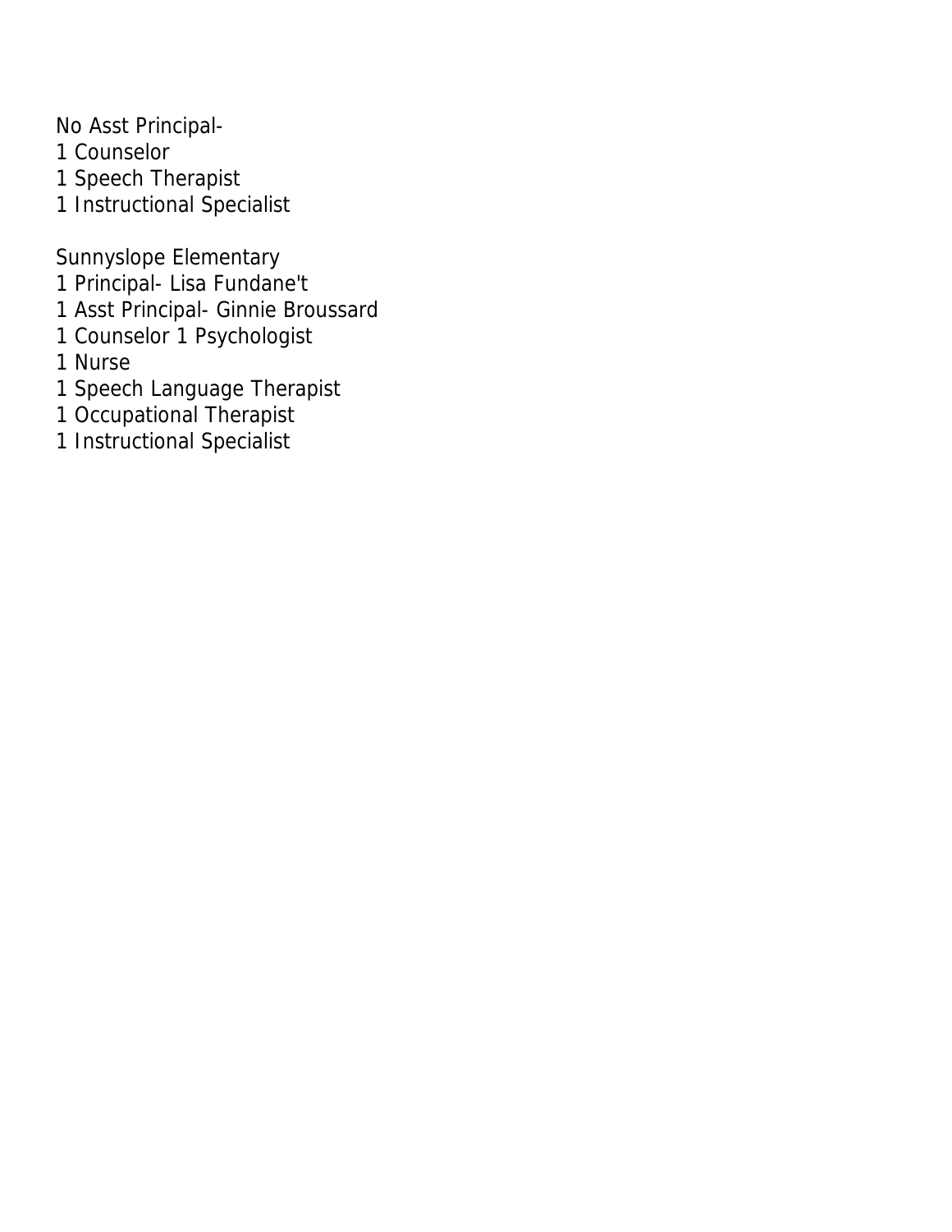No Asst Principal-
1 Counselor
1 Speech Therapist
1 Instructional Specialist

Sunnyslope Elementary
1 Principal- Lisa Fundane't
1 Asst Principal- Ginnie Broussard
1 Counselor 1 Psychologist
1 Nurse
1 Speech Language Therapist
1 Occupational Therapist
1 Instructional Specialist